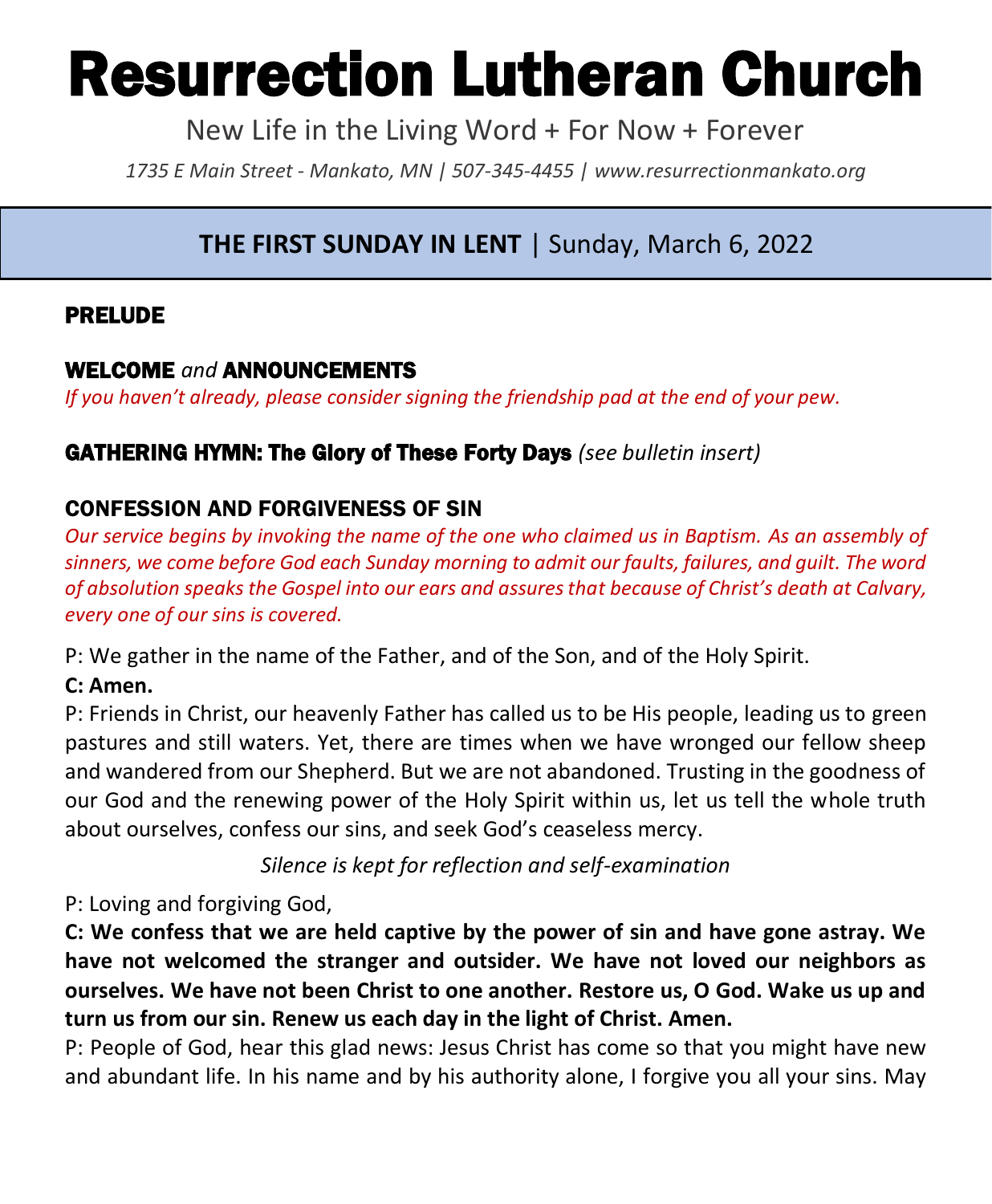# Resurrection Lutheran Church

New Life in the Living Word + For Now + Forever

*1735 E Main Street - Mankato, MN | 507-345-4455 | www.resurrectionmankato.org*

## **THE FIRST SUNDAY IN LENT** | Sunday, March 6, 2022

### PRELUDE

### WELCOME *and* ANNOUNCEMENTS

*If you haven't already, please consider signing the friendship pad at the end of your pew.*

### GATHERING HYMN: The Glory of These Forty Days *(see bulletin insert)*

### CONFESSION AND FORGIVENESS OF SIN

*Our service begins by invoking the name of the one who claimed us in Baptism. As an assembly of sinners, we come before God each Sunday morning to admit our faults, failures, and guilt. The word of absolution speaks the Gospel into our ears and assures that because of Christ's death at Calvary, every one of our sins is covered.*

P: We gather in the name of the Father, and of the Son, and of the Holy Spirit.

**C: Amen.**

P: Friends in Christ, our heavenly Father has called us to be His people, leading us to green pastures and still waters. Yet, there are times when we have wronged our fellow sheep and wandered from our Shepherd. But we are not abandoned. Trusting in the goodness of our God and the renewing power of the Holy Spirit within us, let us tell the whole truth about ourselves, confess our sins, and seek God's ceaseless mercy.

*Silence is kept for reflection and self-examination*

P: Loving and forgiving God,

**C: We confess that we are held captive by the power of sin and have gone astray. We have not welcomed the stranger and outsider. We have not loved our neighbors as ourselves. We have not been Christ to one another. Restore us, O God. Wake us up and turn us from our sin. Renew us each day in the light of Christ. Amen.**

P: People of God, hear this glad news: Jesus Christ has come so that you might have new and abundant life. In his name and by his authority alone, I forgive you all your sins. May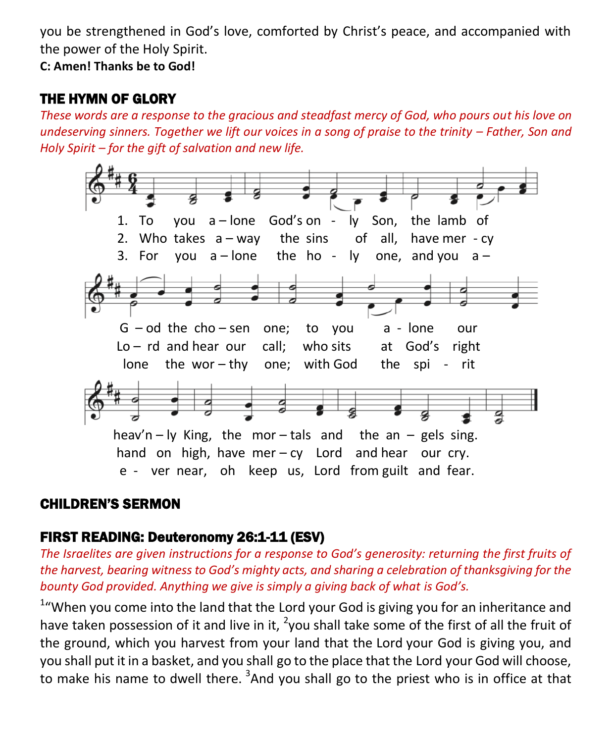you be strengthened in God's love, comforted by Christ's peace, and accompanied with the power of the Holy Spirit.

**C: Amen! Thanks be to God!**

## THE HYMN OF GLORY

*These words are a response to the gracious and steadfast mercy of God, who pours out his love on undeserving sinners. Together we lift our voices in a song of praise to the trinity – Father, Son and Holy Spirit – for the gift of salvation and new life.*

1. To you a – lone God's on - ly Son, the lamb of
2. Who takes a – way the sins of all, have mer - cy
3. For you a – lone the ho - ly one, and you a –

G – od the cho – sen one; to you a - lone our
Lo – rd and hear our call; who sits at God's right
lone the wor – thy one; with God the spi - rit

heav'n – ly King, the mor – tals and the an – gels sing.
hand on high, have mer – cy Lord and hear our cry.
e - ver near, oh keep us, Lord from guilt and fear.

## CHILDREN'S SERMON

## FIRST READING: Deuteronomy 26:1-11 (ESV)

*The Israelites are given instructions for a response to God's generosity: returning the first fruits of the harvest, bearing witness to God's mighty acts, and sharing a celebration of thanksgiving for the bounty God provided. Anything we give is simply a giving back of what is God's.*

[1]"When you come into the land that the Lord your God is giving you for an inheritance and have taken possession of it and live in it, [2]you shall take some of the first of all the fruit of the ground, which you harvest from your land that the Lord your God is giving you, and you shall put it in a basket, and you shall go to the place that the Lord your God will choose, to make his name to dwell there. [3]And you shall go to the priest who is in office at that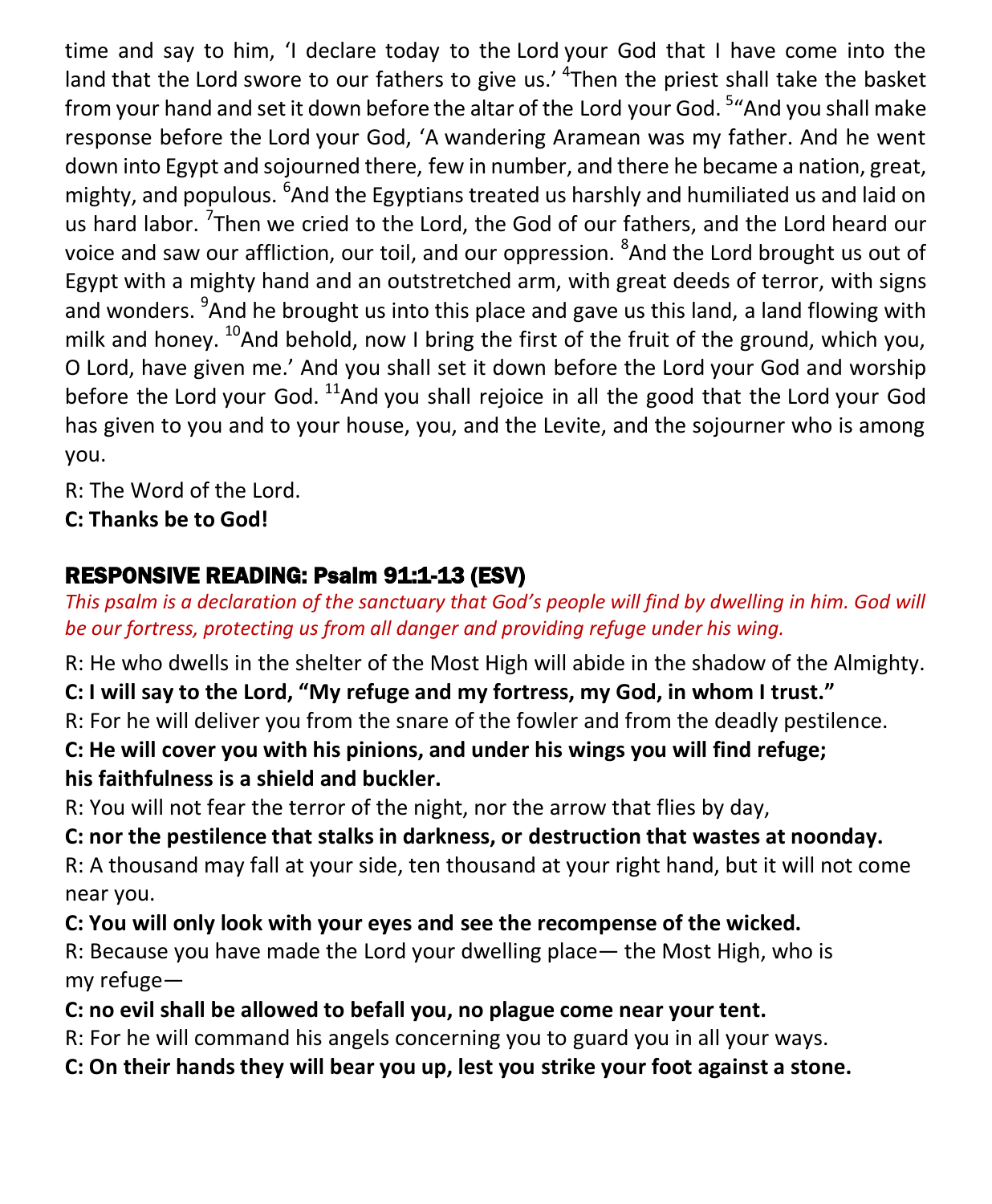time and say to him, 'I declare today to the Lord your God that I have come into the land that the Lord swore to our fathers to give us.' [4]Then the priest shall take the basket from your hand and set it down before the altar of the Lord your God. [5]"And you shall make response before the Lord your God, 'A wandering Aramean was my father. And he went down into Egypt and sojourned there, few in number, and there he became a nation, great, mighty, and populous. [6]And the Egyptians treated us harshly and humiliated us and laid on us hard labor. [7]Then we cried to the Lord, the God of our fathers, and the Lord heard our voice and saw our affliction, our toil, and our oppression. [8]And the Lord brought us out of Egypt with a mighty hand and an outstretched arm, with great deeds of terror, with signs and wonders. [9]And he brought us into this place and gave us this land, a land flowing with milk and honey. [10]And behold, now I bring the first of the fruit of the ground, which you, O Lord, have given me.' And you shall set it down before the Lord your God and worship before the Lord your God. [11]And you shall rejoice in all the good that the Lord your God has given to you and to your house, you, and the Levite, and the sojourner who is among you.

R: The Word of the Lord.

**C: Thanks be to God!**

## RESPONSIVE READING: Psalm 91:1-13 (ESV)

*This psalm is a declaration of the sanctuary that God's people will find by dwelling in him. God will be our fortress, protecting us from all danger and providing refuge under his wing.*

R: He who dwells in the shelter of the Most High will abide in the shadow of the Almighty.

**C: I will say to the Lord, "My refuge and my fortress, my God, in whom I trust."**

R: For he will deliver you from the snare of the fowler and from the deadly pestilence.

**C: He will cover you with his pinions, and under his wings you will find refuge; his faithfulness is a shield and buckler.**

R: You will not fear the terror of the night, nor the arrow that flies by day,

**C: nor the pestilence that stalks in darkness, or destruction that wastes at noonday.**

R: A thousand may fall at your side, ten thousand at your right hand, but it will not come near you.

**C: You will only look with your eyes and see the recompense of the wicked.**

R: Because you have made the Lord your dwelling place— the Most High, who is my refuge—

**C: no evil shall be allowed to befall you, no plague come near your tent.**

R: For he will command his angels concerning you to guard you in all your ways.

**C: On their hands they will bear you up, lest you strike your foot against a stone.**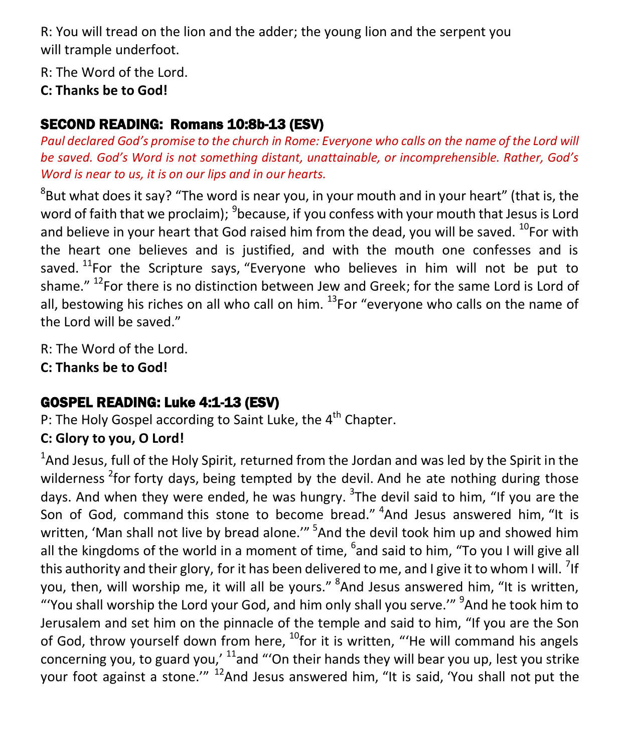R: You will tread on the lion and the adder; the young lion and the serpent you will trample underfoot.

R: The Word of the Lord.
**C: Thanks be to God!**

## SECOND READING: Romans 10:8b-13 (ESV)

*Paul declared God's promise to the church in Rome: Everyone who calls on the name of the Lord will be saved. God's Word is not something distant, unattainable, or incomprehensible. Rather, God's Word is near to us, it is on our lips and in our hearts.*

[8]But what does it say? "The word is near you, in your mouth and in your heart" (that is, the word of faith that we proclaim); [9]because, if you confess with your mouth that Jesus is Lord and believe in your heart that God raised him from the dead, you will be saved. [10]For with the heart one believes and is justified, and with the mouth one confesses and is saved. [11]For the Scripture says, "Everyone who believes in him will not be put to shame." [12]For there is no distinction between Jew and Greek; for the same Lord is Lord of all, bestowing his riches on all who call on him. [13]For "everyone who calls on the name of the Lord will be saved."

R: The Word of the Lord.
**C: Thanks be to God!**

## GOSPEL READING: Luke 4:1-13 (ESV)

P: The Holy Gospel according to Saint Luke, the 4th Chapter.
**C: Glory to you, O Lord!**

[1]And Jesus, full of the Holy Spirit, returned from the Jordan and was led by the Spirit in the wilderness [2]for forty days, being tempted by the devil. And he ate nothing during those days. And when they were ended, he was hungry. [3]The devil said to him, "If you are the Son of God, command this stone to become bread." [4]And Jesus answered him, "It is written, 'Man shall not live by bread alone.'" [5]And the devil took him up and showed him all the kingdoms of the world in a moment of time, [6]and said to him, "To you I will give all this authority and their glory, for it has been delivered to me, and I give it to whom I will. [7]If you, then, will worship me, it will all be yours." [8]And Jesus answered him, "It is written, "'You shall worship the Lord your God, and him only shall you serve.'" [9]And he took him to Jerusalem and set him on the pinnacle of the temple and said to him, "If you are the Son of God, throw yourself down from here, [10]for it is written, "'He will command his angels concerning you, to guard you,' [11]and "'On their hands they will bear you up, lest you strike your foot against a stone.'" [12]And Jesus answered him, "It is said, 'You shall not put the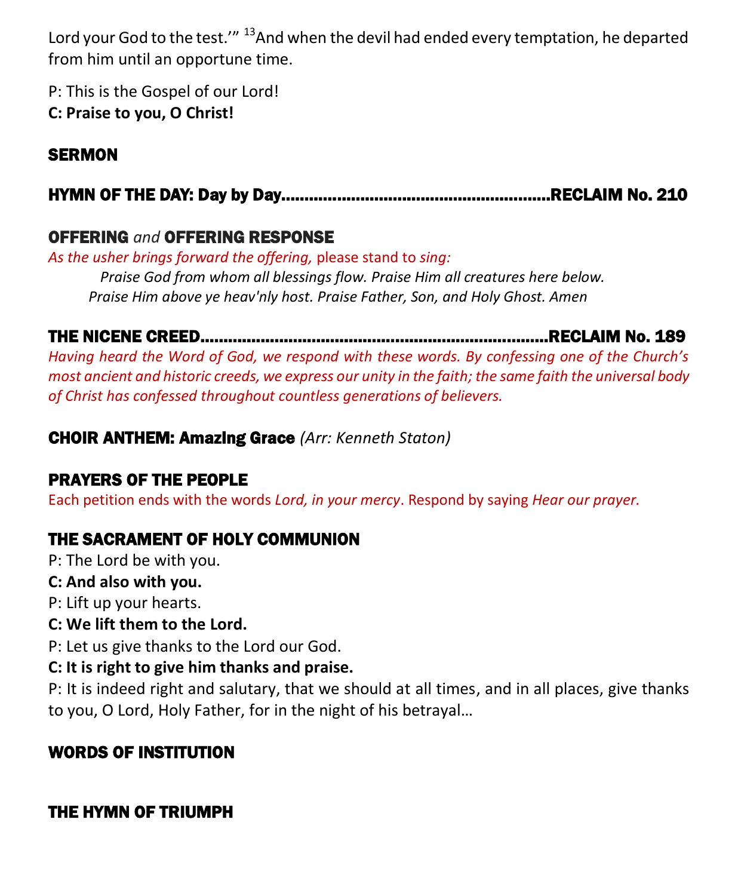Lord your God to the test.'" [13]And when the devil had ended every temptation, he departed from him until an opportune time.

P: This is the Gospel of our Lord!
**C: Praise to you, O Christ!**

## SERMON

## HYMN OF THE DAY: Day by Day..........................................................RECLAIM No. 210

## OFFERING *and* OFFERING RESPONSE

*As the usher brings forward the offering,* please stand to *sing:*

*Praise God from whom all blessings flow. Praise Him all creatures here below.*
*Praise Him above ye heav'nly host. Praise Father, Son, and Holy Ghost. Amen*

## THE NICENE CREED..........................................................................RECLAIM No. 189

*Having heard the Word of God, we respond with these words. By confessing one of the Church's most ancient and historic creeds, we express our unity in the faith; the same faith the universal body of Christ has confessed throughout countless generations of believers.*

## CHOIR ANTHEM: Amazing Grace *(Arr: Kenneth Staton)*

## PRAYERS OF THE PEOPLE

Each petition ends with the words *Lord, in your mercy*. Respond by saying *Hear our prayer.*

## THE SACRAMENT OF HOLY COMMUNION

P: The Lord be with you.
**C: And also with you.**
P: Lift up your hearts.
**C: We lift them to the Lord.**
P: Let us give thanks to the Lord our God.
**C: It is right to give him thanks and praise.**
P: It is indeed right and salutary, that we should at all times, and in all places, give thanks to you, O Lord, Holy Father, for in the night of his betrayal…

## WORDS OF INSTITUTION

## THE HYMN OF TRIUMPH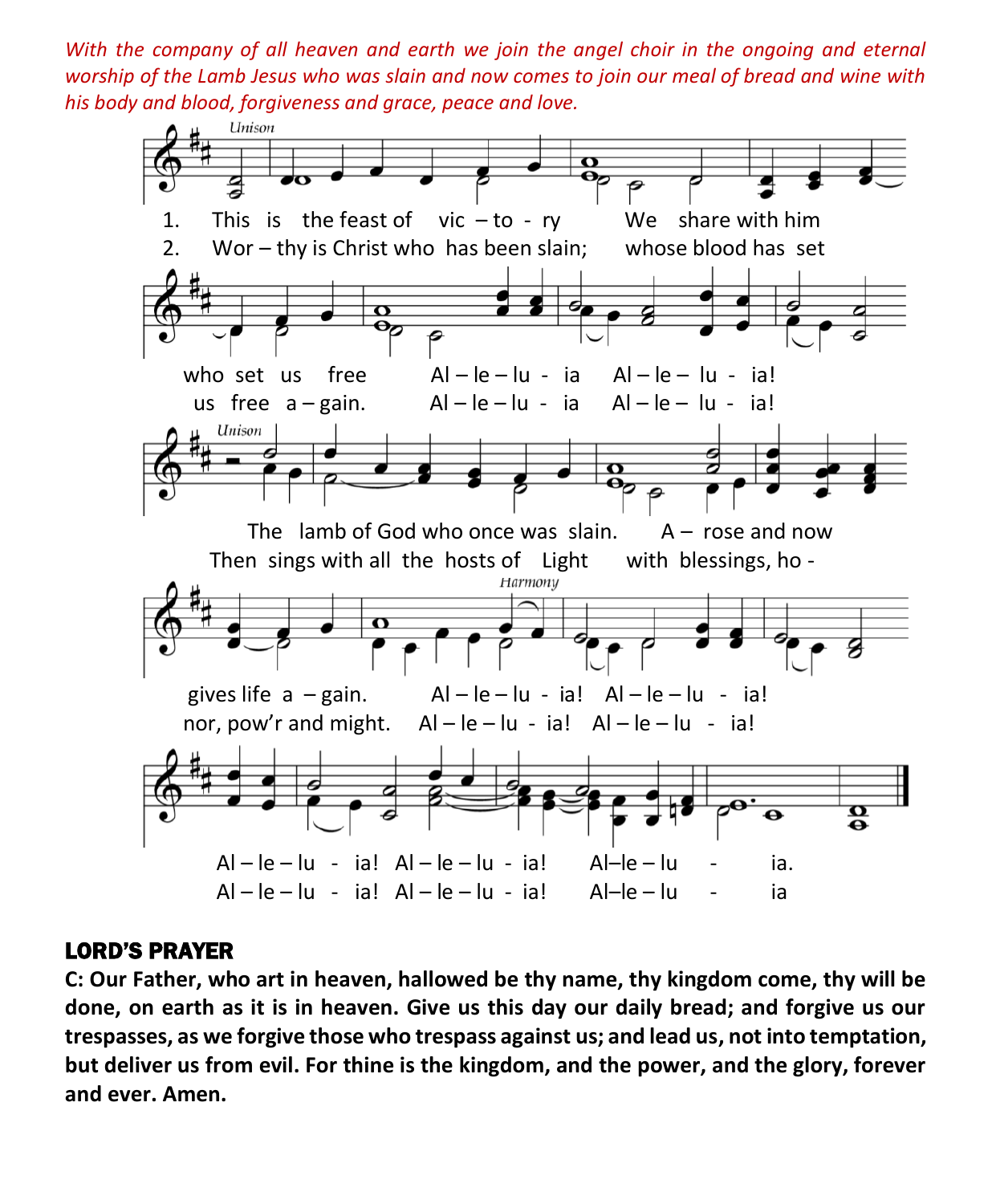*With the company of all heaven and earth we join the angel choir in the ongoing and eternal worship of the Lamb Jesus who was slain and now comes to join our meal of bread and wine with his body and blood, forgiveness and grace, peace and love.*

Unison

1. This is the feast of vic – to - ry We share with him who set us free Al – le – lu - ia Al – le – lu - ia!
2. Wor – thy is Christ who has been slain; whose blood has set us free a – gain. Al – le – lu - ia Al – le – lu - ia!

Unison

The lamb of God who once was slain. A – rose and now gives life a – gain. Al – le – lu - ia! Al – le – lu - ia!

Then sings with all the hosts of Light with blessings, ho - nor, pow'r and might. Al – le – lu - ia! Al – le – lu - ia!

Harmony

Al – le – lu - ia! Al – le – lu - ia! Al–le – lu - ia.

Al – le – lu - ia! Al – le – lu - ia! Al–le – lu - ia

## LORD'S PRAYER

**C: Our Father, who art in heaven, hallowed be thy name, thy kingdom come, thy will be done, on earth as it is in heaven. Give us this day our daily bread; and forgive us our trespasses, as we forgive those who trespass against us; and lead us, not into temptation, but deliver us from evil. For thine is the kingdom, and the power, and the glory, forever and ever. Amen.**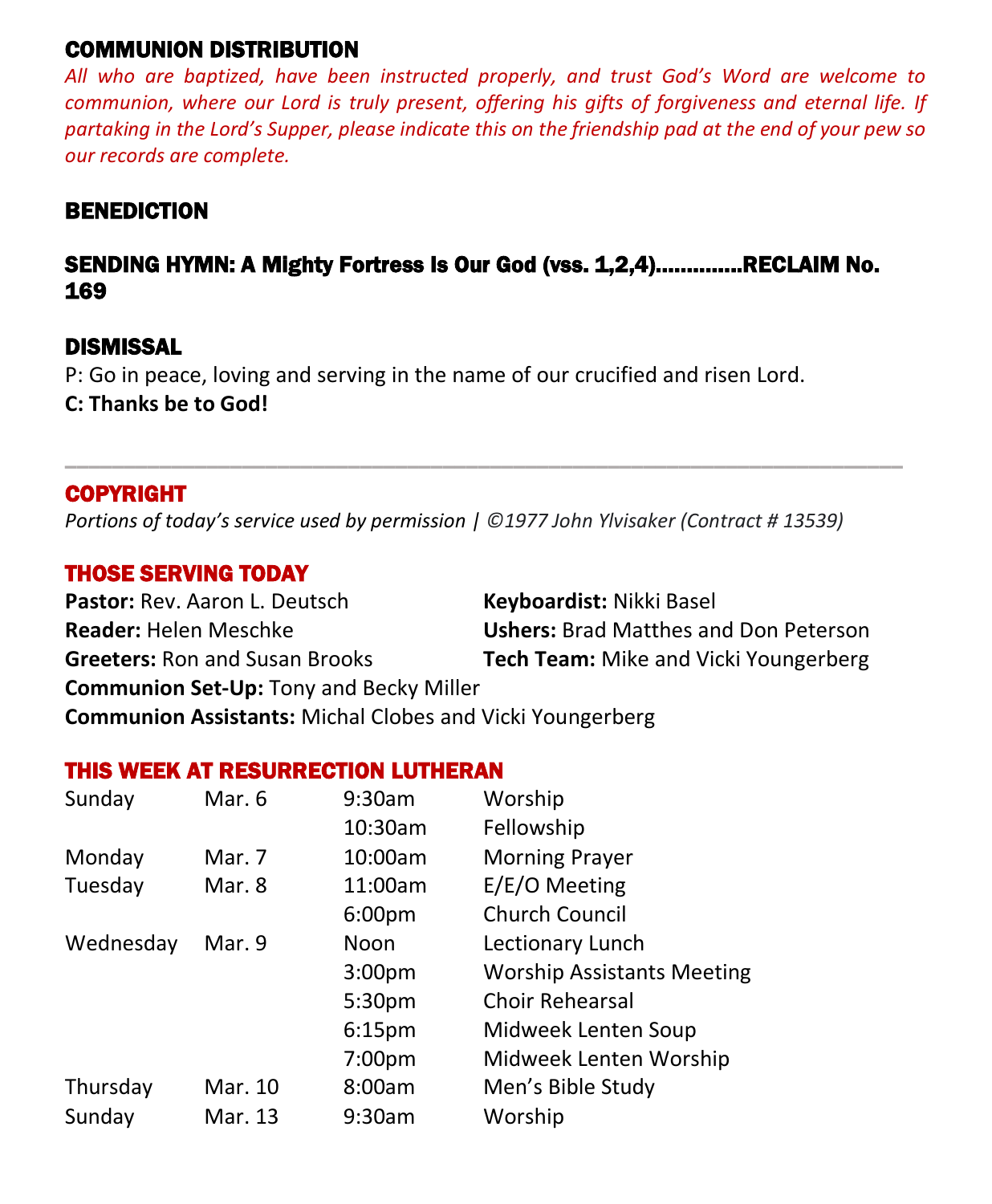## COMMUNION DISTRIBUTION

*All who are baptized, have been instructed properly, and trust God's Word are welcome to communion, where our Lord is truly present, offering his gifts of forgiveness and eternal life. If partaking in the Lord's Supper, please indicate this on the friendship pad at the end of your pew so our records are complete.*

## BENEDICTION

## SENDING HYMN: A Mighty Fortress Is Our God (vss. 1,2,4)..............RECLAIM No. 169

## DISMISSAL

P: Go in peace, loving and serving in the name of our crucified and risen Lord.

**C: Thanks be to God!**

---

## COPYRIGHT

*Portions of today's service used by permission | ©1977 John Ylvisaker (Contract # 13539)*

## THOSE SERVING TODAY

**Pastor:** Rev. Aaron L. Deutsch
**Keyboardist:** Nikki Basel
**Reader:** Helen Meschke
**Ushers:** Brad Matthes and Don Peterson
**Greeters:** Ron and Susan Brooks
**Tech Team:** Mike and Vicki Youngerberg
**Communion Set-Up:** Tony and Becky Miller
**Communion Assistants:** Michal Clobes and Vicki Youngerberg

## THIS WEEK AT RESURRECTION LUTHERAN

| | | | |
|---|---|---|---|
| Sunday | Mar. 6 | 9:30am | Worship |
| | | 10:30am | Fellowship |
| Monday | Mar. 7 | 10:00am | Morning Prayer |
| Tuesday | Mar. 8 | 11:00am | E/E/O Meeting |
| | | 6:00pm | Church Council |
| Wednesday | Mar. 9 | Noon | Lectionary Lunch |
| | | 3:00pm | Worship Assistants Meeting |
| | | 5:30pm | Choir Rehearsal |
| | | 6:15pm | Midweek Lenten Soup |
| | | 7:00pm | Midweek Lenten Worship |
| Thursday | Mar. 10 | 8:00am | Men's Bible Study |
| Sunday | Mar. 13 | 9:30am | Worship |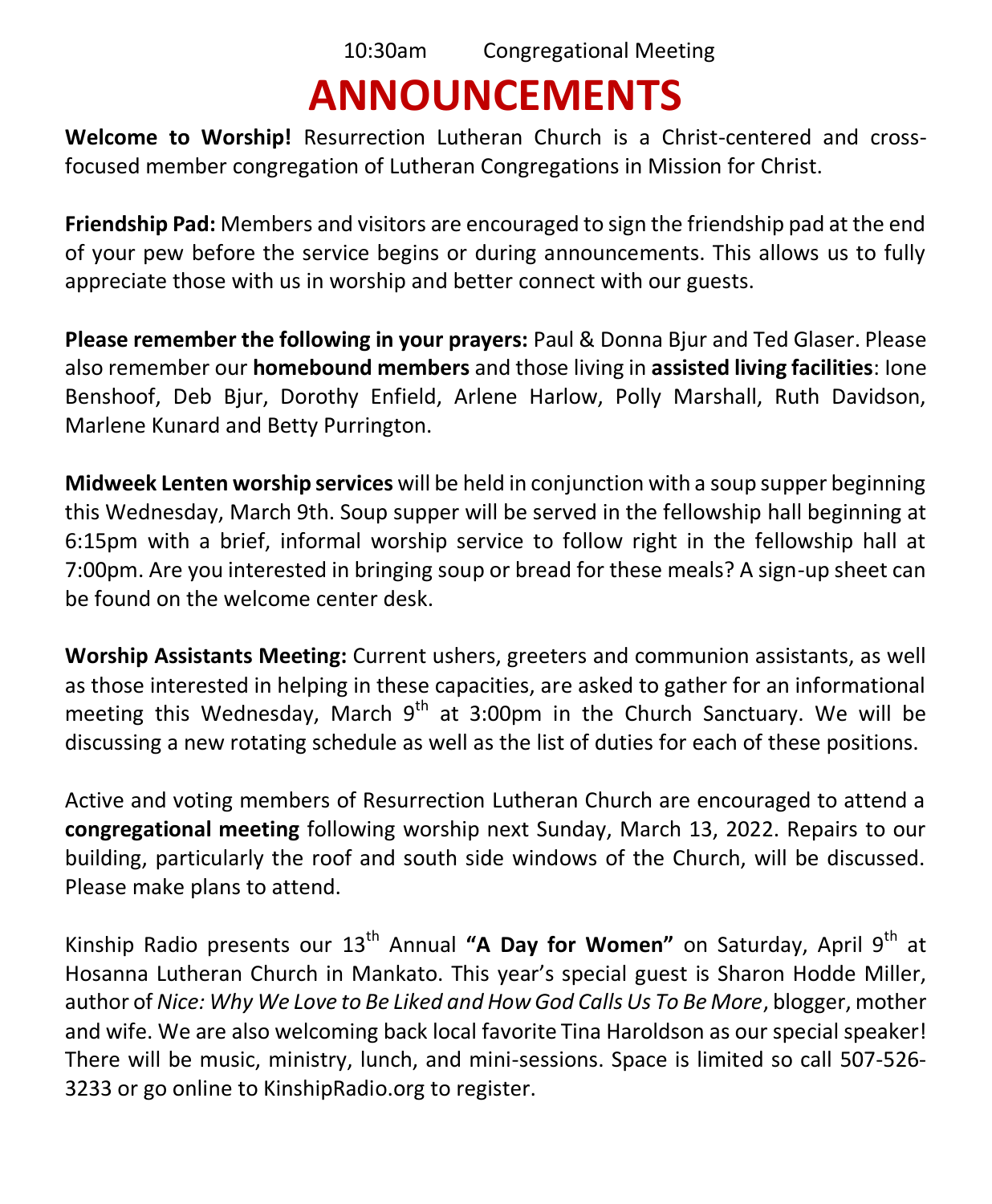10:30am Congregational Meeting

# ANNOUNCEMENTS

**Welcome to Worship!** Resurrection Lutheran Church is a Christ-centered and cross-focused member congregation of Lutheran Congregations in Mission for Christ.

**Friendship Pad:** Members and visitors are encouraged to sign the friendship pad at the end of your pew before the service begins or during announcements. This allows us to fully appreciate those with us in worship and better connect with our guests.

**Please remember the following in your prayers:** Paul & Donna Bjur and Ted Glaser. Please also remember our **homebound members** and those living in **assisted living facilities**: Ione Benshoof, Deb Bjur, Dorothy Enfield, Arlene Harlow, Polly Marshall, Ruth Davidson, Marlene Kunard and Betty Purrington.

**Midweek Lenten worship services** will be held in conjunction with a soup supper beginning this Wednesday, March 9th. Soup supper will be served in the fellowship hall beginning at 6:15pm with a brief, informal worship service to follow right in the fellowship hall at 7:00pm. Are you interested in bringing soup or bread for these meals? A sign-up sheet can be found on the welcome center desk.

**Worship Assistants Meeting:** Current ushers, greeters and communion assistants, as well as those interested in helping in these capacities, are asked to gather for an informational meeting this Wednesday, March 9th at 3:00pm in the Church Sanctuary. We will be discussing a new rotating schedule as well as the list of duties for each of these positions.

Active and voting members of Resurrection Lutheran Church are encouraged to attend a **congregational meeting** following worship next Sunday, March 13, 2022. Repairs to our building, particularly the roof and south side windows of the Church, will be discussed. Please make plans to attend.

Kinship Radio presents our 13th Annual **"A Day for Women"** on Saturday, April 9th at Hosanna Lutheran Church in Mankato. This year's special guest is Sharon Hodde Miller, author of *Nice: Why We Love to Be Liked and How God Calls Us To Be More*, blogger, mother and wife. We are also welcoming back local favorite Tina Haroldson as our special speaker! There will be music, ministry, lunch, and mini-sessions. Space is limited so call 507-526-3233 or go online to KinshipRadio.org to register.